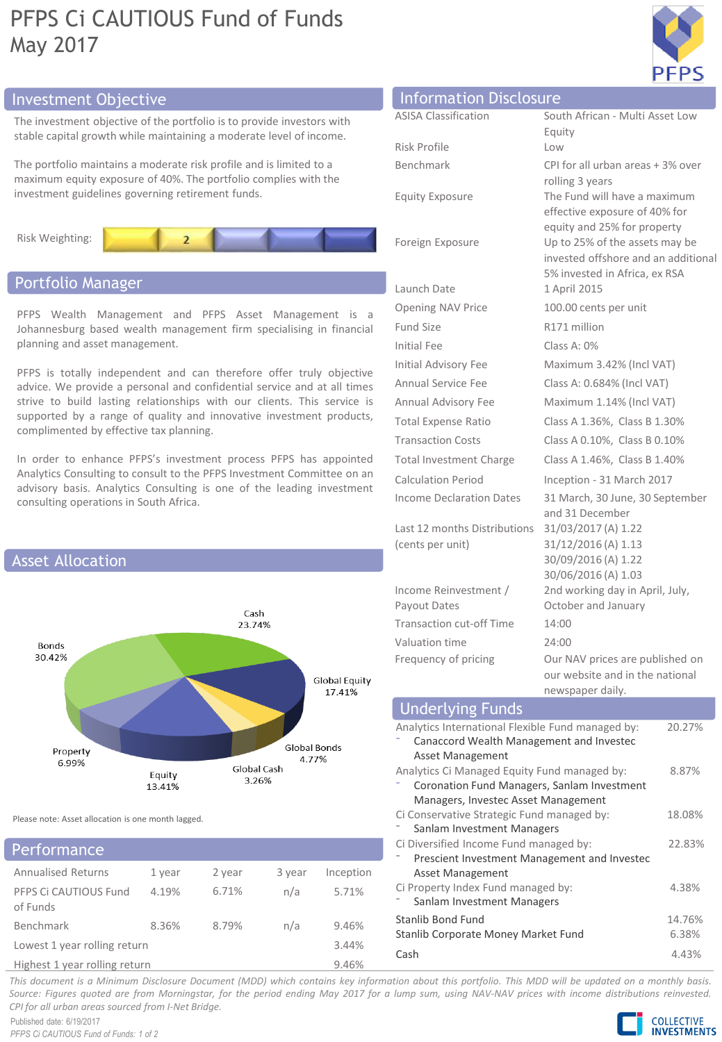# PFPS Ci CAUTIOUS Fund of Funds

May 2017

## Investment Objective

The investment objective of the portfolio is to provide investors with stable capital growth while maintaining a moderate level of income.

The portfolio maintains a moderate risk profile and is limited to a maximum equity exposure of 40%. The portfolio complies with the investment guidelines governing retirement funds.

Risk Weighting: 2

## Portfolio Manager

PFPS Wealth Management and PFPS Asset Management is a Johannesburg based wealth management firm specialising in financial planning and asset management.

PFPS is totally independent and can therefore offer truly objective advice. We provide a personal and confidential service and at all times strive to build lasting relationships with our clients. This service is supported by a range of quality and innovative investment products, complimented by effective tax planning.

In order to enhance PFPS's investment process PFPS has appointed Analytics Consulting to consult to the PFPS Investment Committee on an advisory basis. Analytics Consulting is one of the leading investment consulting operations in South Africa.

## Asset Allocation

| Asset | Allocation |
|---|---|
| Cash | 23.74% |
| Global Equity | 17.41% |
| Global Bonds | 4.77% |
| Global Cash | 3.26% |
| Equity | 13.41% |
| Property | 6.99% |
| Bonds | 30.42% |

Please note: Asset allocation is one month lagged.

## Performance

| Annualised Returns | 1 year | 2 year | 3 year | Inception |
|---|---|---|---|---|
| PFPS Ci CAUTIOUS Fund of Funds | 4.19% | 6.71% | n/a | 5.71% |
| Benchmark | 8.36% | 8.79% | n/a | 9.46% |
| Lowest 1 year rolling return | | | | 3.44% |
| Highest 1 year rolling return | | | | 9.46% |

## Information Disclosure

| | |
|---|---|
| ASISA Classification | South African - Multi Asset Low Equity |
| Risk Profile | Low |
| Benchmark | CPI for all urban areas + 3% over rolling 3 years |
| Equity Exposure | The Fund will have a maximum effective exposure of 40% for equity and 25% for property |
| Foreign Exposure | Up to 25% of the assets may be invested offshore and an additional 5% invested in Africa, ex RSA |
| Launch Date | 1 April 2015 |
| Opening NAV Price | 100.00 cents per unit |
| Fund Size | R171 million |
| Initial Fee | Class A: 0% |
| Initial Advisory Fee | Maximum 3.42% (Incl VAT) |
| Annual Service Fee | Class A: 0.684% (Incl VAT) |
| Annual Advisory Fee | Maximum 1.14% (Incl VAT) |
| Total Expense Ratio | Class A 1.36%, Class B 1.30% |
| Transaction Costs | Class A 0.10%, Class B 0.10% |
| Total Investment Charge | Class A 1.46%, Class B 1.40% |
| Calculation Period | Inception - 31 March 2017 |
| Income Declaration Dates | 31 March, 30 June, 30 September and 31 December |
| Last 12 months Distributions (cents per unit) | 31/03/2017 (A) 1.22<br>31/12/2016 (A) 1.13<br>30/09/2016 (A) 1.22<br>30/06/2016 (A) 1.03 |
| Income Reinvestment / Payout Dates | 2nd working day in April, July, October and January |
| Transaction cut-off Time | 14:00 |
| Valuation time | 24:00 |
| Frequency of pricing | Our NAV prices are published on our website and in the national newspaper daily. |

## Underlying Funds

| Fund | Weight |
|---|---|
| Analytics International Flexible Fund managed by:<br>- Canaccord Wealth Management and Investec Asset Management | 20.27% |
| Analytics Ci Managed Equity Fund managed by:<br>- Coronation Fund Managers, Sanlam Investment Managers, Investec Asset Management | 8.87% |
| Ci Conservative Strategic Fund managed by:<br>- Sanlam Investment Managers | 18.08% |
| Ci Diversified Income Fund managed by:<br>- Prescient Investment Management and Investec Asset Management | 22.83% |
| Ci Property Index Fund managed by:<br>- Sanlam Investment Managers | 4.38% |
| Stanlib Bond Fund | 14.76% |
| Stanlib Corporate Money Market Fund | 6.38% |
| Cash | 4.43% |

*This document is a Minimum Disclosure Document (MDD) which contains key information about this portfolio. This MDD will be updated on a monthly basis. Source: Figures quoted are from Morningstar, for the period ending May 2017 for a lump sum, using NAV-NAV prices with income distributions reinvested. CPI for all urban areas sourced from I-Net Bridge.*

Published date: 6/19/2017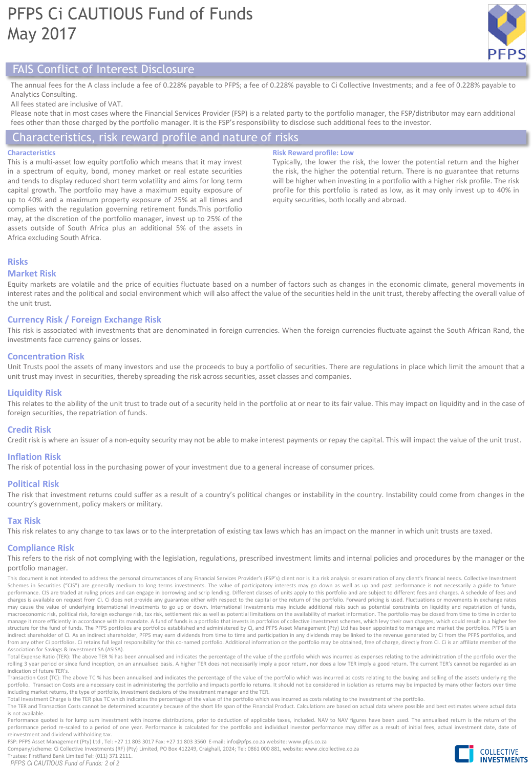# PFPS Ci CAUTIOUS Fund of Funds
May 2017

## FAIS Conflict of Interest Disclosure

The annual fees for the A class include a fee of 0.228% payable to PFPS; a fee of 0.228% payable to Ci Collective Investments; and a fee of 0.228% payable to Analytics Consulting.

All fees stated are inclusive of VAT.

Please note that in most cases where the Financial Services Provider (FSP) is a related party to the portfolio manager, the FSP/distributor may earn additional fees other than those charged by the portfolio manager. It is the FSP's responsibility to disclose such additional fees to the investor.

## Characteristics, risk reward profile and nature of risks

### Characteristics

This is a multi-asset low equity portfolio which means that it may invest in a spectrum of equity, bond, money market or real estate securities and tends to display reduced short term volatility and aims for long term capital growth. The portfolio may have a maximum equity exposure of up to 40% and a maximum property exposure of 25% at all times and complies with the regulation governing retirement funds.This portfolio may, at the discretion of the portfolio manager, invest up to 25% of the assets outside of South Africa plus an additional 5% of the assets in Africa excluding South Africa.

### Risk Reward profile: Low

Typically, the lower the risk, the lower the potential return and the higher the risk, the higher the potential return. There is no guarantee that returns will be higher when investing in a portfolio with a higher risk profile. The risk profile for this portfolio is rated as low, as it may only invest up to 40% in equity securities, both locally and abroad.

### Risks

### Market Risk

Equity markets are volatile and the price of equities fluctuate based on a number of factors such as changes in the economic climate, general movements in interest rates and the political and social environment which will also affect the value of the securities held in the unit trust, thereby affecting the overall value of the unit trust.

### Currency Risk / Foreign Exchange Risk

This risk is associated with investments that are denominated in foreign currencies. When the foreign currencies fluctuate against the South African Rand, the investments face currency gains or losses.

### Concentration Risk

Unit Trusts pool the assets of many investors and use the proceeds to buy a portfolio of securities. There are regulations in place which limit the amount that a unit trust may invest in securities, thereby spreading the risk across securities, asset classes and companies.

### Liquidity Risk

This relates to the ability of the unit trust to trade out of a security held in the portfolio at or near to its fair value. This may impact on liquidity and in the case of foreign securities, the repatriation of funds.

### Credit Risk

Credit risk is where an issuer of a non-equity security may not be able to make interest payments or repay the capital. This will impact the value of the unit trust.

### Inflation Risk

The risk of potential loss in the purchasing power of your investment due to a general increase of consumer prices.

### Political Risk

The risk that investment returns could suffer as a result of a country's political changes or instability in the country. Instability could come from changes in the country's government, policy makers or military.

### Tax Risk

This risk relates to any change to tax laws or to the interpretation of existing tax laws which has an impact on the manner in which unit trusts are taxed.

### Compliance Risk

This refers to the risk of not complying with the legislation, regulations, prescribed investment limits and internal policies and procedures by the manager or the portfolio manager.

This document is not intended to address the personal circumstances of any Financial Services Provider's (FSP's) client nor is it a risk analysis or examination of any client's financial needs. Collective Investment Schemes in Securities ("CIS") are generally medium to long terms investments. The value of participatory interests may go down as well as up and past performance is not necessarily a guide to future performance. CIS are traded at ruling prices and can engage in borrowing and scrip lending. Different classes of units apply to this portfolio and are subject to different fees and charges. A schedule of fees and charges is available on request from Ci. Ci does not provide any guarantee either with respect to the capital or the return of the portfolio. Forward pricing is used. Fluctuations or movements in exchange rates may cause the value of underlying international investments to go up or down. International Investments may include additional risks such as potential constraints on liquidity and repatriation of funds, macroeconomic risk, political risk, foreign exchange risk, tax risk, settlement risk as well as potential limitations on the availability of market information. The portfolio may be closed from time to time in order to manage it more efficiently in accordance with its mandate. A fund of funds is a portfolio that invests in portfolios of collective investment schemes, which levy their own charges, which could result in a higher fee structure for the fund of funds. The PFPS portfolios are portfolios established and administered by Ci, and PFPS Asset Management (Pty) Ltd has been appointed to manage and market the portfolios. PFPS is an indirect shareholder of Ci. As an indirect shareholder, PFPS may earn dividends from time to time and participation in any dividends may be linked to the revenue generated by Ci from the PFPS portfolios, and from any other Ci portfolios. Ci retains full legal responsibility for this co-named portfolio. Additional information on the portfolio may be obtained, free of charge, directly from Ci. Ci is an affiliate member of the Association for Savings & Investment SA (ASISA).

Total Expense Ratio (TER): The above TER % has been annualised and indicates the percentage of the value of the portfolio which was incurred as expenses relating to the administration of the portfolio over the rolling 3 year period or since fund inception, on an annualised basis. A higher TER does not necessarily imply a poor return, nor does a low TER imply a good return. The current TER's cannot be regarded as an indication of future TER's.

Transaction Cost (TC): The above TC % has been annualised and indicates the percentage of the value of the portfolio which was incurred as costs relating to the buying and selling of the assets underlying the portfolio. Transaction Costs are a necessary cost in administering the portfolio and impacts portfolio returns. It should not be considered in isolation as returns may be impacted by many other factors over time including market returns, the type of portfolio, investment decisions of the investment manager and the TER.

Total Investment Charge is the TER plus TC which indicates the percentage of the value of the portfolio which was incurred as costs relating to the investment of the portfolio.

The TER and Transaction Costs cannot be determined accurately because of the short life span of the Financial Product. Calculations are based on actual data where possible and best estimates where actual data is not available.

Performance quoted is for lump sum investment with income distributions, prior to deduction of applicable taxes, included. NAV to NAV figures have been used. The annualised return is the return of the performance period re-scaled to a period of one year. Performance is calculated for the portfolio and individual investor performance may differ as a result of initial fees, actual investment date, date of reinvestment and dividend withholding tax.

FSP: PFPS Asset Management (Pty) Ltd , Tel: +27 11 803 3017 Fax: +27 11 803 3560 E-mail: info@pfps.co.za website: www.pfps.co.za

Company/scheme: Ci Collective Investments (RF) (Pty) Limited, PO Box 412249, Craighall, 2024; Tel: 0861 000 881, website: www.cicollective.co.za

Trustee: FirstRand Bank Limited Tel: (011) 371 2111.